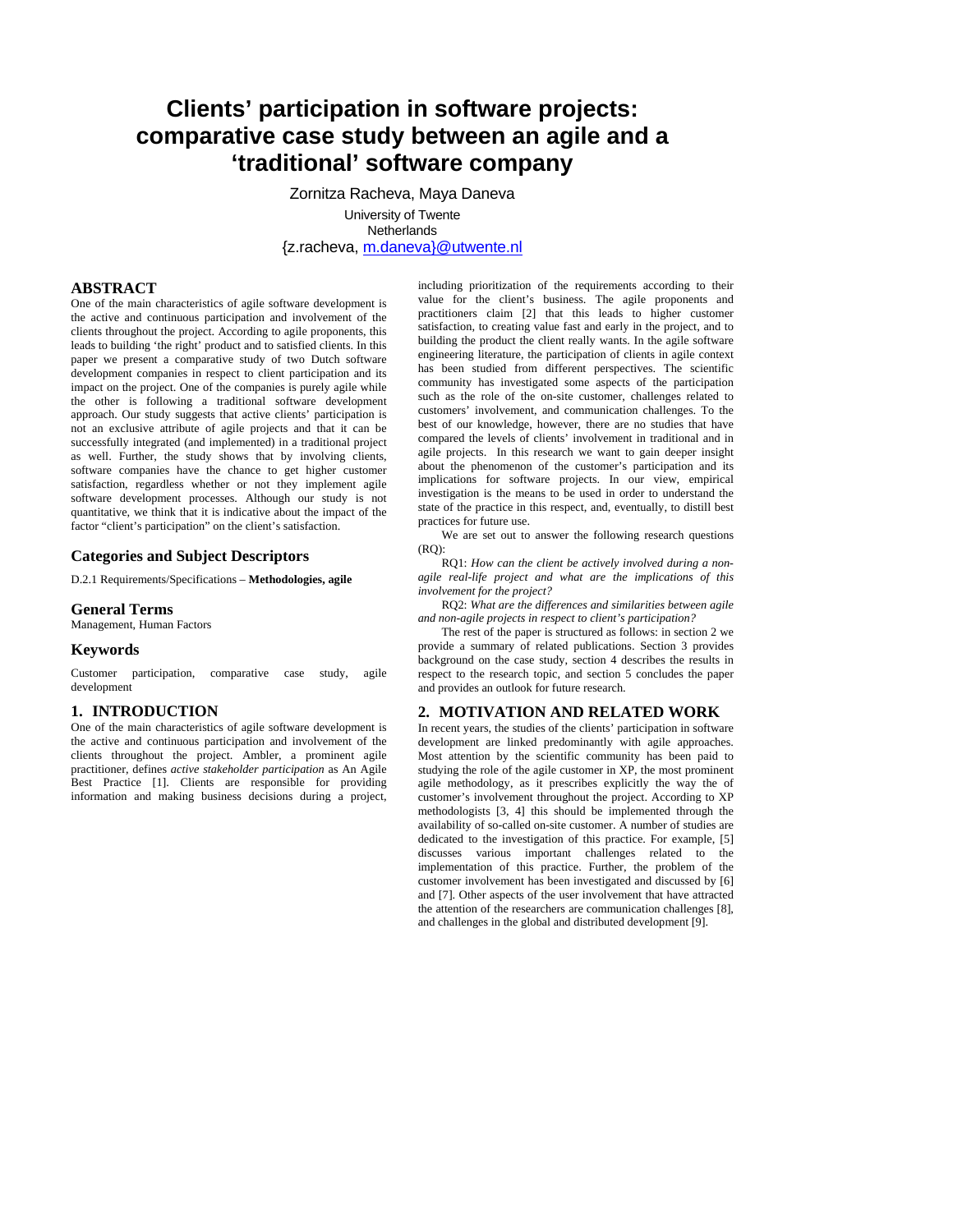# Clients' participation in software projects: comparative case study between an agile and a 'traditional' software company

Zornitza Racheva, Maya Daneva

University of Twente
Netherlands
{z.racheva, m.daneva}@utwente.nl

## ABSTRACT

One of the main characteristics of agile software development is the active and continuous participation and involvement of the clients throughout the project. According to agile proponents, this leads to building 'the right' product and to satisfied clients. In this paper we present a comparative study of two Dutch software development companies in respect to client participation and its impact on the project. One of the companies is purely agile while the other is following a traditional software development approach. Our study suggests that active clients' participation is not an exclusive attribute of agile projects and that it can be successfully integrated (and implemented) in a traditional project as well. Further, the study shows that by involving clients, software companies have the chance to get higher customer satisfaction, regardless whether or not they implement agile software development processes. Although our study is not quantitative, we think that it is indicative about the impact of the factor "client's participation" on the client's satisfaction.

## Categories and Subject Descriptors

D.2.1 Requirements/Specifications – **Methodologies, agile**

## General Terms

Management, Human Factors

## Keywords

Customer participation, comparative case study, agile development

## 1. INTRODUCTION

One of the main characteristics of agile software development is the active and continuous participation and involvement of the clients throughout the project. Ambler, a prominent agile practitioner, defines *active stakeholder participation* as An Agile Best Practice [1]. Clients are responsible for providing information and making business decisions during a project, including prioritization of the requirements according to their value for the client's business. The agile proponents and practitioners claim [2] that this leads to higher customer satisfaction, to creating value fast and early in the project, and to building the product the client really wants. In the agile software engineering literature, the participation of clients in agile context has been studied from different perspectives. The scientific community has investigated some aspects of the participation such as the role of the on-site customer, challenges related to customers' involvement, and communication challenges. To the best of our knowledge, however, there are no studies that have compared the levels of clients' involvement in traditional and in agile projects. In this research we want to gain deeper insight about the phenomenon of the customer's participation and its implications for software projects. In our view, empirical investigation is the means to be used in order to understand the state of the practice in this respect, and, eventually, to distill best practices for future use.

We are set out to answer the following research questions (RQ):

RQ1: *How can the client be actively involved during a non-agile real-life project and what are the implications of this involvement for the project?*

RQ2: *What are the differences and similarities between agile and non-agile projects in respect to client's participation?*

The rest of the paper is structured as follows: in section 2 we provide a summary of related publications. Section 3 provides background on the case study, section 4 describes the results in respect to the research topic, and section 5 concludes the paper and provides an outlook for future research.

## 2. MOTIVATION AND RELATED WORK

In recent years, the studies of the clients' participation in software development are linked predominantly with agile approaches. Most attention by the scientific community has been paid to studying the role of the agile customer in XP, the most prominent agile methodology, as it prescribes explicitly the way the of customer's involvement throughout the project. According to XP methodologists [3, 4] this should be implemented through the availability of so-called on-site customer. A number of studies are dedicated to the investigation of this practice. For example, [5] discusses various important challenges related to the implementation of this practice. Further, the problem of the customer involvement has been investigated and discussed by [6] and [7]. Other aspects of the user involvement that have attracted the attention of the researchers are communication challenges [8], and challenges in the global and distributed development [9].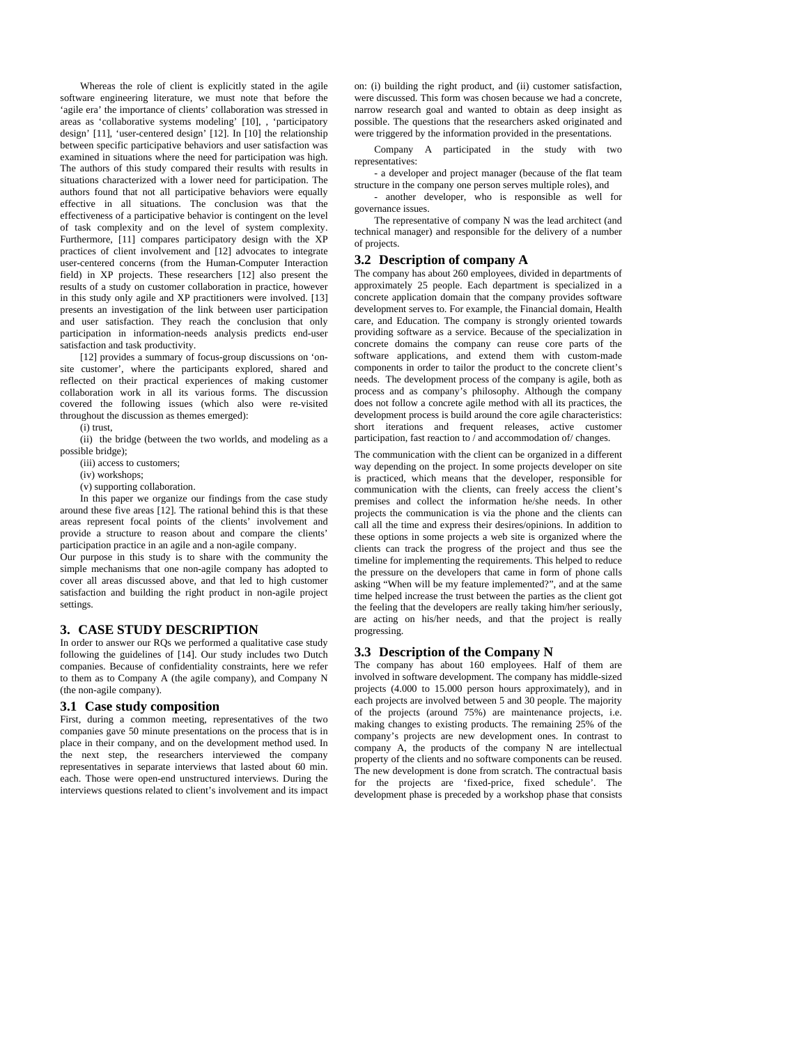Whereas the role of client is explicitly stated in the agile software engineering literature, we must note that before the 'agile era' the importance of clients' collaboration was stressed in areas as 'collaborative systems modeling' [10], , 'participatory design' [11], 'user-centered design' [12]. In [10] the relationship between specific participative behaviors and user satisfaction was examined in situations where the need for participation was high. The authors of this study compared their results with results in situations characterized with a lower need for participation. The authors found that not all participative behaviors were equally effective in all situations. The conclusion was that the effectiveness of a participative behavior is contingent on the level of task complexity and on the level of system complexity. Furthermore, [11] compares participatory design with the XP practices of client involvement and [12] advocates to integrate user-centered concerns (from the Human-Computer Interaction field) in XP projects. These researchers [12] also present the results of a study on customer collaboration in practice, however in this study only agile and XP practitioners were involved. [13] presents an investigation of the link between user participation and user satisfaction. They reach the conclusion that only participation in information-needs analysis predicts end-user satisfaction and task productivity.

[12] provides a summary of focus-group discussions on 'on-site customer', where the participants explored, shared and reflected on their practical experiences of making customer collaboration work in all its various forms. The discussion covered the following issues (which also were re-visited throughout the discussion as themes emerged):

(i) trust,

(ii) the bridge (between the two worlds, and modeling as a possible bridge);

(iii) access to customers;

(iv) workshops;

(v) supporting collaboration.

In this paper we organize our findings from the case study around these five areas [12]. The rational behind this is that these areas represent focal points of the clients' involvement and provide a structure to reason about and compare the clients' participation practice in an agile and a non-agile company.

Our purpose in this study is to share with the community the simple mechanisms that one non-agile company has adopted to cover all areas discussed above, and that led to high customer satisfaction and building the right product in non-agile project settings.

## 3. CASE STUDY DESCRIPTION

In order to answer our RQs we performed a qualitative case study following the guidelines of [14]. Our study includes two Dutch companies. Because of confidentiality constraints, here we refer to them as to Company A (the agile company), and Company N (the non-agile company).

### 3.1 Case study composition

First, during a common meeting, representatives of the two companies gave 50 minute presentations on the process that is in place in their company, and on the development method used. In the next step, the researchers interviewed the company representatives in separate interviews that lasted about 60 min. each. Those were open-end unstructured interviews. During the interviews questions related to client's involvement and its impact on: (i) building the right product, and (ii) customer satisfaction, were discussed. This form was chosen because we had a concrete, narrow research goal and wanted to obtain as deep insight as possible. The questions that the researchers asked originated and were triggered by the information provided in the presentations.

Company A participated in the study with two representatives:

- a developer and project manager (because of the flat team structure in the company one person serves multiple roles), and
- another developer, who is responsible as well for governance issues.

The representative of company N was the lead architect (and technical manager) and responsible for the delivery of a number of projects.

### 3.2 Description of company A

The company has about 260 employees, divided in departments of approximately 25 people. Each department is specialized in a concrete application domain that the company provides software development serves to. For example, the Financial domain, Health care, and Education. The company is strongly oriented towards providing software as a service. Because of the specialization in concrete domains the company can reuse core parts of the software applications, and extend them with custom-made components in order to tailor the product to the concrete client's needs. The development process of the company is agile, both as process and as company's philosophy. Although the company does not follow a concrete agile method with all its practices, the development process is build around the core agile characteristics: short iterations and frequent releases, active customer participation, fast reaction to / and accommodation of/ changes.

The communication with the client can be organized in a different way depending on the project. In some projects developer on site is practiced, which means that the developer, responsible for communication with the clients, can freely access the client's premises and collect the information he/she needs. In other projects the communication is via the phone and the clients can call all the time and express their desires/opinions. In addition to these options in some projects a web site is organized where the clients can track the progress of the project and thus see the timeline for implementing the requirements. This helped to reduce the pressure on the developers that came in form of phone calls asking "When will be my feature implemented?", and at the same time helped increase the trust between the parties as the client got the feeling that the developers are really taking him/her seriously, are acting on his/her needs, and that the project is really progressing.

### 3.3 Description of the Company N

The company has about 160 employees. Half of them are involved in software development. The company has middle-sized projects (4.000 to 15.000 person hours approximately), and in each projects are involved between 5 and 30 people. The majority of the projects (around 75%) are maintenance projects, i.e. making changes to existing products. The remaining 25% of the company's projects are new development ones. In contrast to company A, the products of the company N are intellectual property of the clients and no software components can be reused. The new development is done from scratch. The contractual basis for the projects are 'fixed-price, fixed schedule'. The development phase is preceded by a workshop phase that consists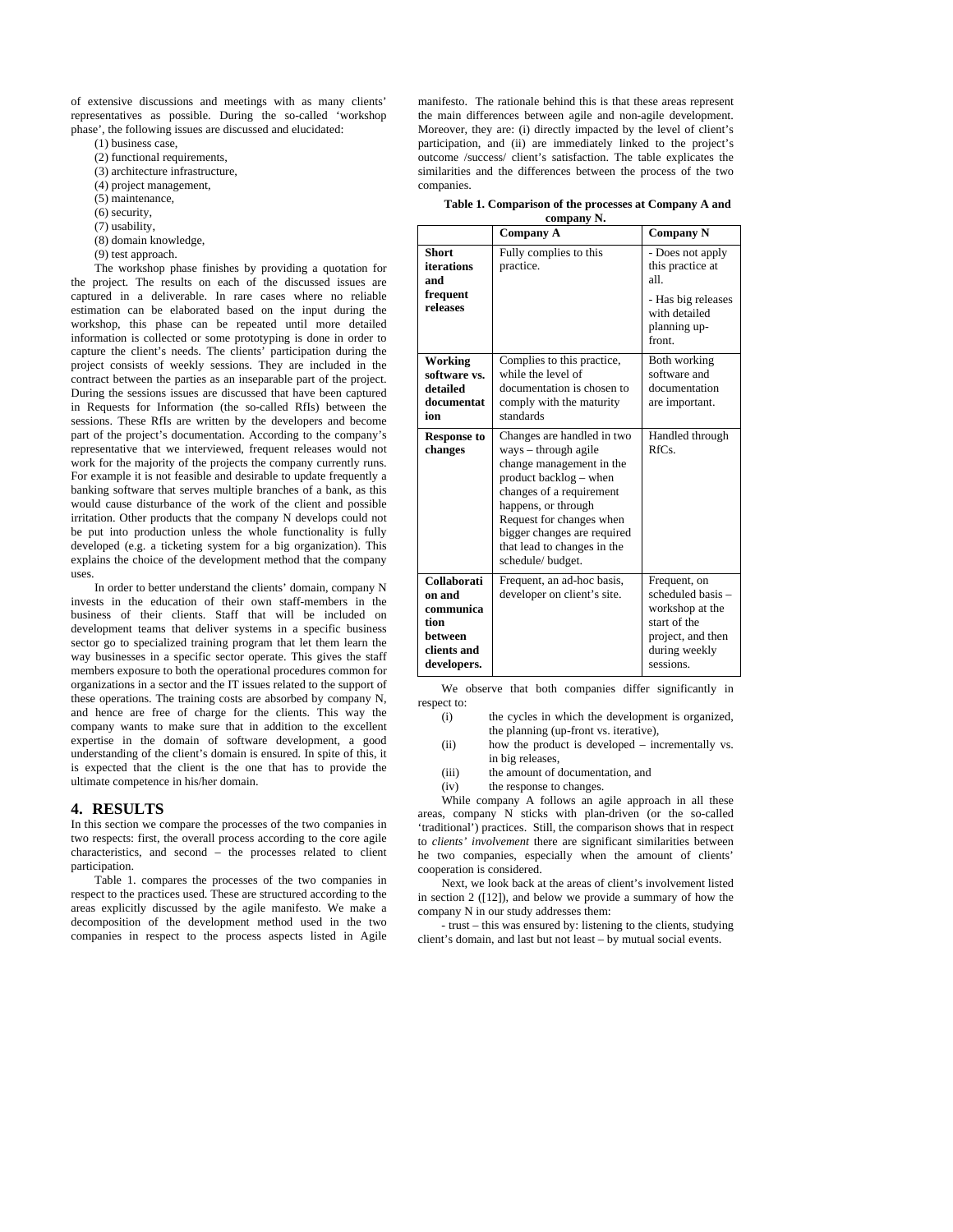of extensive discussions and meetings with as many clients' representatives as possible. During the so-called 'workshop phase', the following issues are discussed and elucidated:

(1) business case,
(2) functional requirements,
(3) architecture infrastructure,
(4) project management,
(5) maintenance,
(6) security,
(7) usability,
(8) domain knowledge,
(9) test approach.

The workshop phase finishes by providing a quotation for the project. The results on each of the discussed issues are captured in a deliverable. In rare cases where no reliable estimation can be elaborated based on the input during the workshop, this phase can be repeated until more detailed information is collected or some prototyping is done in order to capture the client's needs. The clients' participation during the project consists of weekly sessions. They are included in the contract between the parties as an inseparable part of the project. During the sessions issues are discussed that have been captured in Requests for Information (the so-called RfIs) between the sessions. These RfIs are written by the developers and become part of the project's documentation. According to the company's representative that we interviewed, frequent releases would not work for the majority of the projects the company currently runs. For example it is not feasible and desirable to update frequently a banking software that serves multiple branches of a bank, as this would cause disturbance of the work of the client and possible irritation. Other products that the company N develops could not be put into production unless the whole functionality is fully developed (e.g. a ticketing system for a big organization). This explains the choice of the development method that the company uses.

In order to better understand the clients' domain, company N invests in the education of their own staff-members in the business of their clients. Staff that will be included on development teams that deliver systems in a specific business sector go to specialized training program that let them learn the way businesses in a specific sector operate. This gives the staff members exposure to both the operational procedures common for organizations in a sector and the IT issues related to the support of these operations. The training costs are absorbed by company N, and hence are free of charge for the clients. This way the company wants to make sure that in addition to the excellent expertise in the domain of software development, a good understanding of the client's domain is ensured. In spite of this, it is expected that the client is the one that has to provide the ultimate competence in his/her domain.

## 4. RESULTS

In this section we compare the processes of the two companies in two respects: first, the overall process according to the core agile characteristics, and second – the processes related to client participation.

Table 1. compares the processes of the two companies in respect to the practices used. These are structured according to the areas explicitly discussed by the agile manifesto. We make a decomposition of the development method used in the two companies in respect to the process aspects listed in Agile manifesto. The rationale behind this is that these areas represent the main differences between agile and non-agile development. Moreover, they are: (i) directly impacted by the level of client's participation, and (ii) are immediately linked to the project's outcome /success/ client's satisfaction. The table explicates the similarities and the differences between the process of the two companies.

**Table 1. Comparison of the processes at Company A and company N.**

| | Company A | Company N |
|---|---|---|
| **Short iterations and frequent releases** | Fully complies to this practice. | - Does not apply this practice at all.<br>- Has big releases with detailed planning up-front. |
| **Working software vs. detailed documentation** | Complies to this practice, while the level of documentation is chosen to comply with the maturity standards | Both working software and documentation are important. |
| **Response to changes** | Changes are handled in two ways – through agile change management in the product backlog – when changes of a requirement happens, or through Request for changes when bigger changes are required that lead to changes in the schedule/ budget. | Handled through RfCs. |
| **Collaboration and communication between clients and developers.** | Frequent, an ad-hoc basis, developer on client's site. | Frequent, on scheduled basis – workshop at the start of the project, and then during weekly sessions. |

We observe that both companies differ significantly in respect to:

(i) the cycles in which the development is organized, the planning (up-front vs. iterative),
(ii) how the product is developed – incrementally vs. in big releases,
(iii) the amount of documentation, and
(iv) the response to changes.

While company A follows an agile approach in all these areas, company N sticks with plan-driven (or the so-called 'traditional') practices. Still, the comparison shows that in respect to *clients' involvement* there are significant similarities between he two companies, especially when the amount of clients' cooperation is considered.

Next, we look back at the areas of client's involvement listed in section 2 ([12]), and below we provide a summary of how the company N in our study addresses them:

- trust – this was ensured by: listening to the clients, studying client's domain, and last but not least – by mutual social events.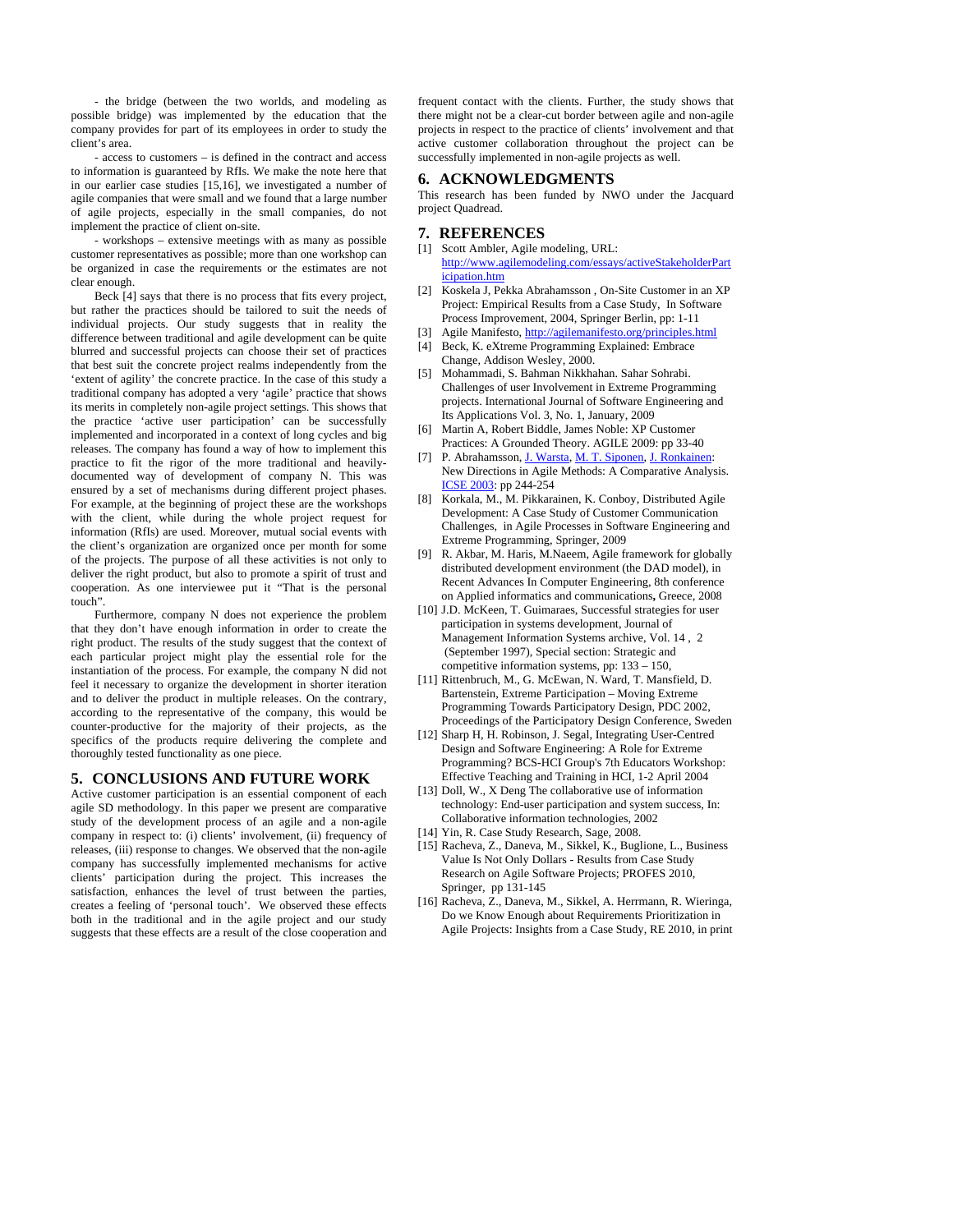- the bridge (between the two worlds, and modeling as possible bridge) was implemented by the education that the company provides for part of its employees in order to study the client's area.

- access to customers – is defined in the contract and access to information is guaranteed by RfIs. We make the note here that in our earlier case studies [15,16], we investigated a number of agile companies that were small and we found that a large number of agile projects, especially in the small companies, do not implement the practice of client on-site.

- workshops – extensive meetings with as many as possible customer representatives as possible; more than one workshop can be organized in case the requirements or the estimates are not clear enough.

Beck [4] says that there is no process that fits every project, but rather the practices should be tailored to suit the needs of individual projects. Our study suggests that in reality the difference between traditional and agile development can be quite blurred and successful projects can choose their set of practices that best suit the concrete project realms independently from the 'extent of agility' the concrete practice. In the case of this study a traditional company has adopted a very 'agile' practice that shows its merits in completely non-agile project settings. This shows that the practice 'active user participation' can be successfully implemented and incorporated in a context of long cycles and big releases. The company has found a way of how to implement this practice to fit the rigor of the more traditional and heavily-documented way of development of company N. This was ensured by a set of mechanisms during different project phases. For example, at the beginning of project these are the workshops with the client, while during the whole project request for information (RfIs) are used. Moreover, mutual social events with the client's organization are organized once per month for some of the projects. The purpose of all these activities is not only to deliver the right product, but also to promote a spirit of trust and cooperation. As one interviewee put it "That is the personal touch".

Furthermore, company N does not experience the problem that they don't have enough information in order to create the right product. The results of the study suggest that the context of each particular project might play the essential role for the instantiation of the process. For example, the company N did not feel it necessary to organize the development in shorter iteration and to deliver the product in multiple releases. On the contrary, according to the representative of the company, this would be counter-productive for the majority of their projects, as the specifics of the products require delivering the complete and thoroughly tested functionality as one piece.

## 5. CONCLUSIONS AND FUTURE WORK

Active customer participation is an essential component of each agile SD methodology. In this paper we present are comparative study of the development process of an agile and a non-agile company in respect to: (i) clients' involvement, (ii) frequency of releases, (iii) response to changes. We observed that the non-agile company has successfully implemented mechanisms for active clients' participation during the project. This increases the satisfaction, enhances the level of trust between the parties, creates a feeling of 'personal touch'. We observed these effects both in the traditional and in the agile project and our study suggests that these effects are a result of the close cooperation and frequent contact with the clients. Further, the study shows that there might not be a clear-cut border between agile and non-agile projects in respect to the practice of clients' involvement and that active customer collaboration throughout the project can be successfully implemented in non-agile projects as well.

## 6. ACKNOWLEDGMENTS

This research has been funded by NWO under the Jacquard project Quadread.

## 7. REFERENCES

[1] Scott Ambler, Agile modeling, URL: http://www.agilemodeling.com/essays/activeStakeholderParticipation.htm

[2] Koskela J, Pekka Abrahamsson , On-Site Customer in an XP Project: Empirical Results from a Case Study, In Software Process Improvement, 2004, Springer Berlin, pp: 1-11

[3] Agile Manifesto, http://agilemanifesto.org/principles.html

[4] Beck, K. eXtreme Programming Explained: Embrace Change, Addison Wesley, 2000.

[5] Mohammadi, S. Bahman Nikkhahan. Sahar Sohrabi. Challenges of user Involvement in Extreme Programming projects. International Journal of Software Engineering and Its Applications Vol. 3, No. 1, January, 2009

[6] Martin A, Robert Biddle, James Noble: XP Customer Practices: A Grounded Theory. AGILE 2009: pp 33-40

[7] P. Abrahamsson, J. Warsta, M. T. Siponen, J. Ronkainen: New Directions in Agile Methods: A Comparative Analysis. ICSE 2003: pp 244-254

[8] Korkala, M., M. Pikkarainen, K. Conboy, Distributed Agile Development: A Case Study of Customer Communication Challenges, in Agile Processes in Software Engineering and Extreme Programming, Springer, 2009

[9] R. Akbar, M. Haris, M.Naeem, Agile framework for globally distributed development environment (the DAD model), in Recent Advances In Computer Engineering, 8th conference on Applied informatics and communications**,** Greece, 2008

[10] J.D. McKeen, T. Guimaraes, Successful strategies for user participation in systems development, Journal of Management Information Systems archive, Vol. 14 , 2 (September 1997), Special section: Strategic and competitive information systems, pp: 133 – 150,

[11] Rittenbruch, M., G. McEwan, N. Ward, T. Mansfield, D. Bartenstein, Extreme Participation – Moving Extreme Programming Towards Participatory Design, PDC 2002, Proceedings of the Participatory Design Conference, Sweden

[12] Sharp H, H. Robinson, J. Segal, Integrating User-Centred Design and Software Engineering: A Role for Extreme Programming? BCS-HCI Group's 7th Educators Workshop: Effective Teaching and Training in HCI, 1-2 April 2004

[13] Doll, W., X Deng The collaborative use of information technology: End-user participation and system success, In: Collaborative information technologies, 2002

[14] Yin, R. Case Study Research, Sage, 2008.

[15] Racheva, Z., Daneva, M., Sikkel, K., Buglione, L., Business Value Is Not Only Dollars - Results from Case Study Research on Agile Software Projects; PROFES 2010, Springer, pp 131-145

[16] Racheva, Z., Daneva, M., Sikkel, A. Herrmann, R. Wieringa, Do we Know Enough about Requirements Prioritization in Agile Projects: Insights from a Case Study, RE 2010, in print